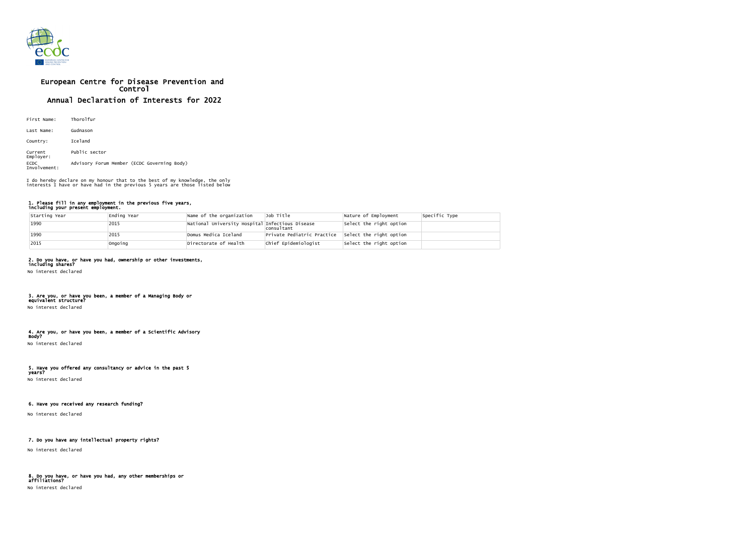# European Centre for Disease Prevention and Control

## Annual Declaration of Interests for 2022

First Name: Thorolfur

Last Name: Gudnason

Country: Iceland

Current Employer: Public sector

ECDC Involvement: Advisory Forum Member (ECDC Governing Body)

I do hereby declare on my honour that to the best of my knowledge, the only interests I have or have had in the previous 5 years are those listed below

### 1. Please fill in any employment in the previous five years, including your present employment.

| Starting Year | Ending Year | Name of the organization | Job Title | Nature of Employment | Specific Type |
|---|---|---|---|---|---|
| 1990 | 2015 | National University Hospital | Infectious Disease consultant | Select the right option | |
| 1990 | 2015 | Domus Medica Iceland | Private Pediatric Practice | Select the right option | |
| 2015 | Ongoing | Directorate of Health | Chief Epidemiologist | Select the right option | |

### 2. Do you have, or have you had, ownership or other investments, including shares?

No interest declared

### 3. Are you, or have you been, a member of a Managing Body or equivalent structure?

No interest declared

### 4. Are you, or have you been, a member of a Scientific Advisory Body?

No interest declared

### 5. Have you offered any consultancy or advice in the past 5 years?

No interest declared

### 6. Have you received any research funding?

No interest declared

### 7. Do you have any intellectual property rights?

No interest declared

### 8. Do you have, or have you had, any other memberships or affiliations?

No interest declared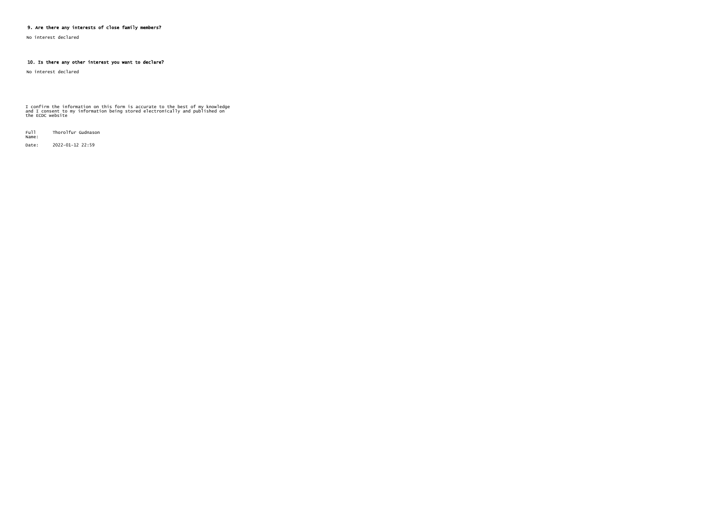**9. Are there any interests of close family members?**

No interest declared

**10. Is there any other interest you want to declare?**

No interest declared

I confirm the information on this form is accurate to the best of my knowledge and I consent to my information being stored electronically and published on the ECDC website

| | |
|---|---|
| Full Name: | Thorolfur Gudnason |
| Date: | 2022-01-12 22:59 |